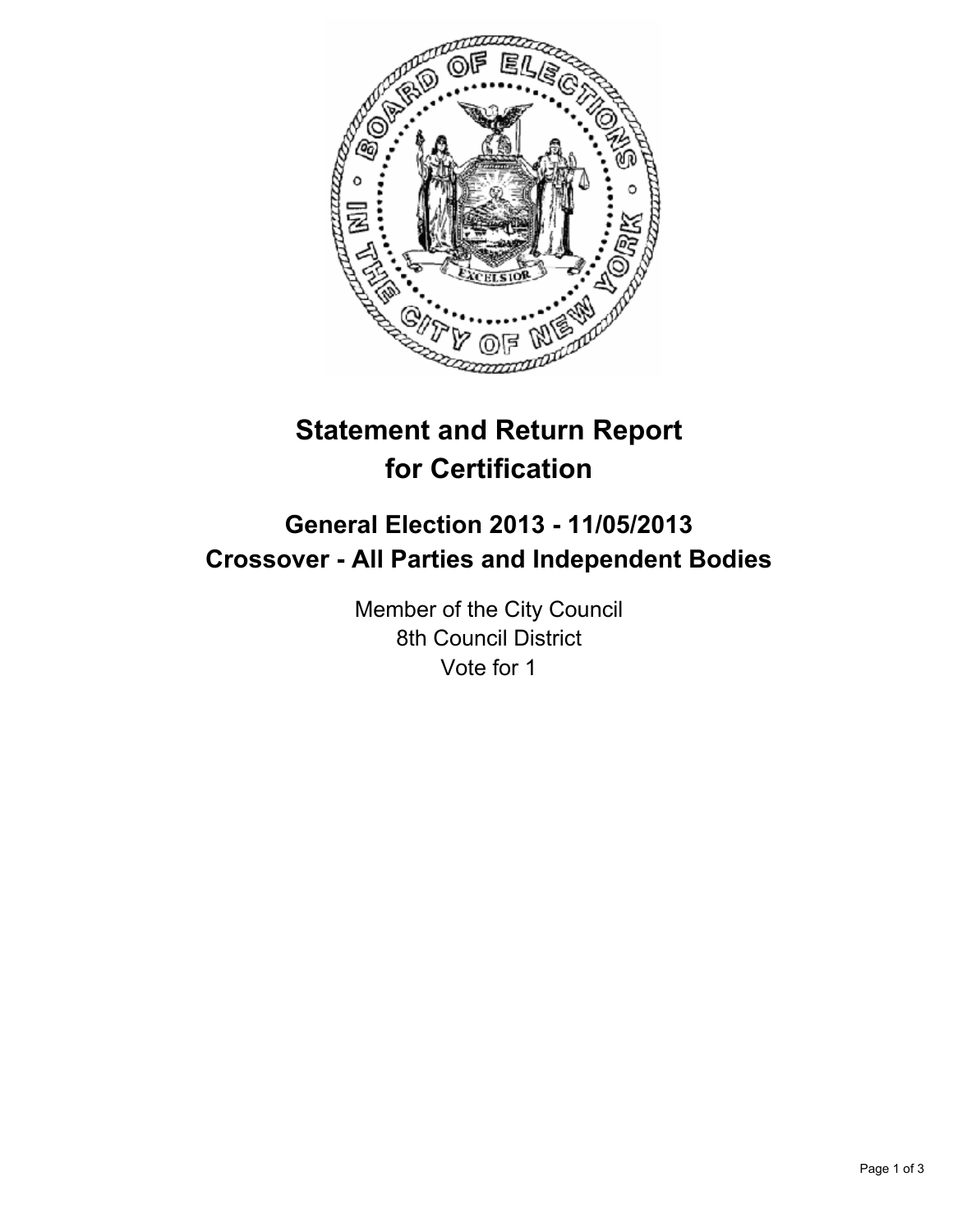# Statement and Return Report for Certification

## General Election 2013 - 11/05/2013
## Crossover - All Parties and Independent Bodies

Member of the City Council
8th Council District
Vote for 1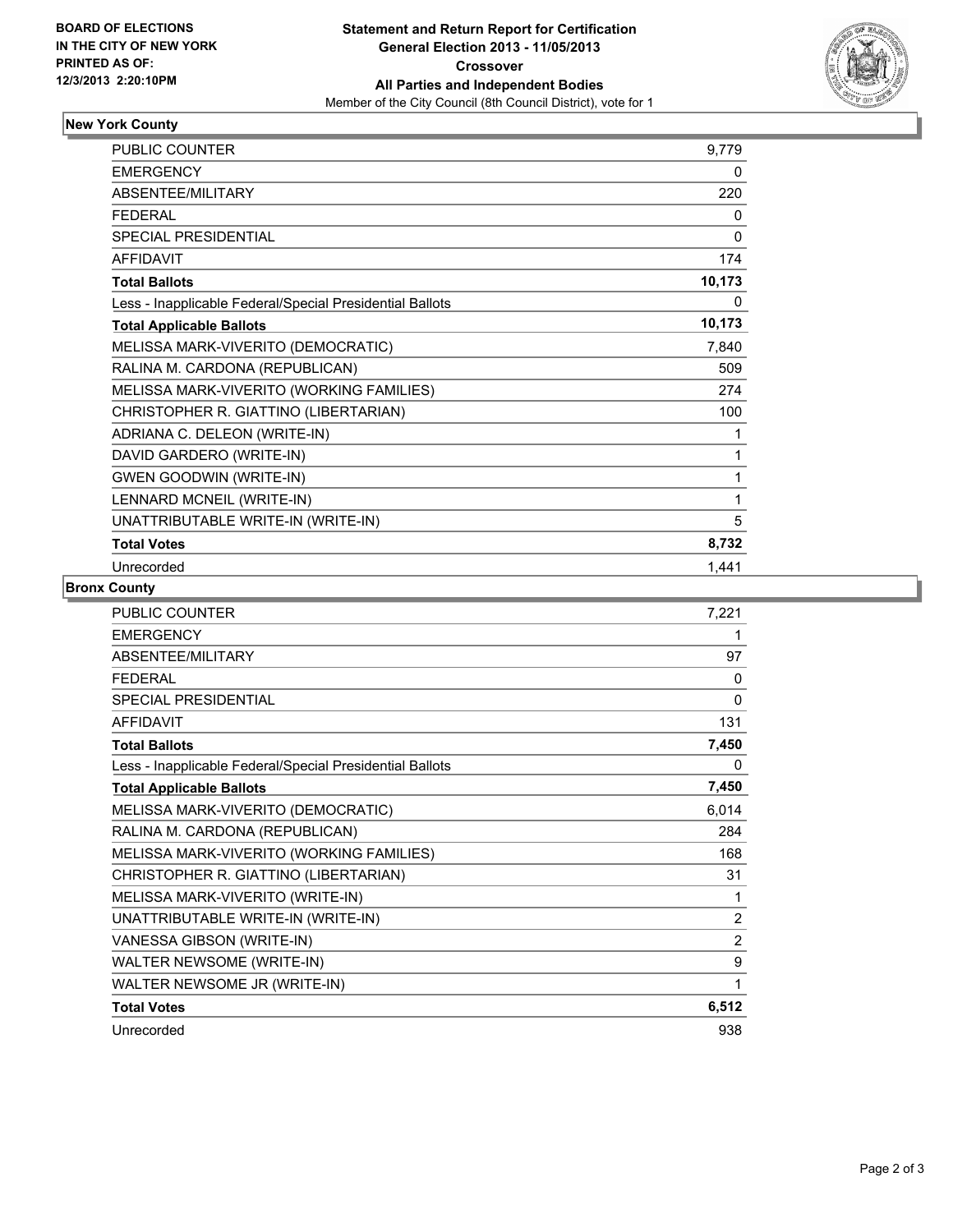**BOARD OF ELECTIONS IN THE CITY OF NEW YORK PRINTED AS OF: 12/3/2013 2:20:10PM**

**Statement and Return Report for Certification**
**General Election 2013 - 11/05/2013**
**Crossover**
**All Parties and Independent Bodies**
Member of the City Council (8th Council District), vote for 1

## New York County

| | |
|---|---|
| PUBLIC COUNTER | 9,779 |
| EMERGENCY | 0 |
| ABSENTEE/MILITARY | 220 |
| FEDERAL | 0 |
| SPECIAL PRESIDENTIAL | 0 |
| AFFIDAVIT | 174 |
| **Total Ballots** | **10,173** |
| Less - Inapplicable Federal/Special Presidential Ballots | 0 |
| **Total Applicable Ballots** | **10,173** |
| MELISSA MARK-VIVERITO (DEMOCRATIC) | 7,840 |
| RALINA M. CARDONA (REPUBLICAN) | 509 |
| MELISSA MARK-VIVERITO (WORKING FAMILIES) | 274 |
| CHRISTOPHER R. GIATTINO (LIBERTARIAN) | 100 |
| ADRIANA C. DELEON (WRITE-IN) | 1 |
| DAVID GARDERO (WRITE-IN) | 1 |
| GWEN GOODWIN (WRITE-IN) | 1 |
| LENNARD MCNEIL (WRITE-IN) | 1 |
| UNATTRIBUTABLE WRITE-IN (WRITE-IN) | 5 |
| **Total Votes** | **8,732** |
| Unrecorded | 1,441 |

## Bronx County

| | |
|---|---|
| PUBLIC COUNTER | 7,221 |
| EMERGENCY | 1 |
| ABSENTEE/MILITARY | 97 |
| FEDERAL | 0 |
| SPECIAL PRESIDENTIAL | 0 |
| AFFIDAVIT | 131 |
| **Total Ballots** | **7,450** |
| Less - Inapplicable Federal/Special Presidential Ballots | 0 |
| **Total Applicable Ballots** | **7,450** |
| MELISSA MARK-VIVERITO (DEMOCRATIC) | 6,014 |
| RALINA M. CARDONA (REPUBLICAN) | 284 |
| MELISSA MARK-VIVERITO (WORKING FAMILIES) | 168 |
| CHRISTOPHER R. GIATTINO (LIBERTARIAN) | 31 |
| MELISSA MARK-VIVERITO (WRITE-IN) | 1 |
| UNATTRIBUTABLE WRITE-IN (WRITE-IN) | 2 |
| VANESSA GIBSON (WRITE-IN) | 2 |
| WALTER NEWSOME (WRITE-IN) | 9 |
| WALTER NEWSOME JR (WRITE-IN) | 1 |
| **Total Votes** | **6,512** |
| Unrecorded | 938 |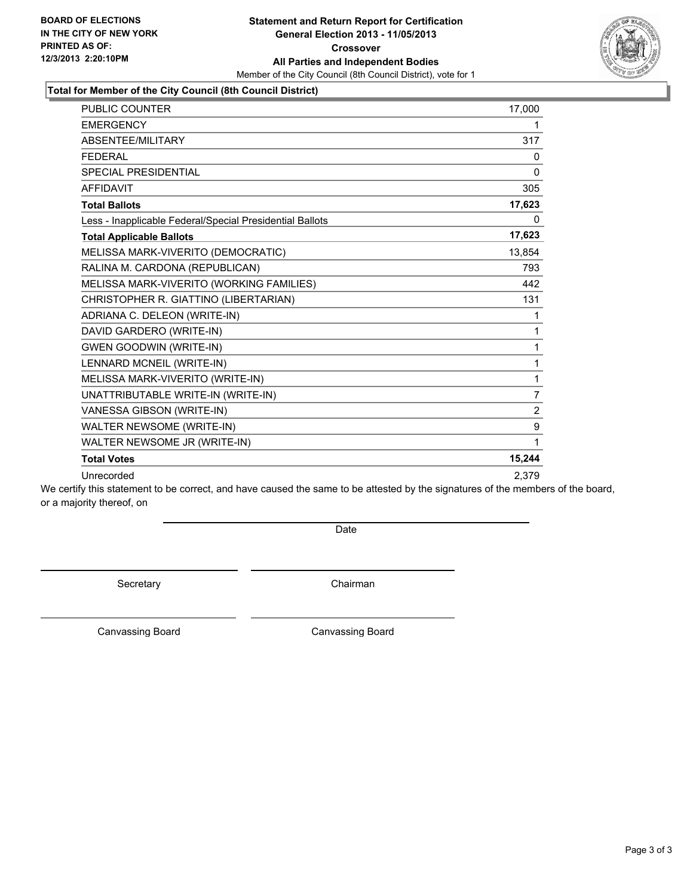**BOARD OF ELECTIONS IN THE CITY OF NEW YORK PRINTED AS OF: 12/3/2013 2:20:10PM**

**Statement and Return Report for Certification General Election 2013 - 11/05/2013 Crossover All Parties and Independent Bodies**

Member of the City Council (8th Council District), vote for 1

**Total for Member of the City Council (8th Council District)**

| | |
|---|---|
| PUBLIC COUNTER | 17,000 |
| EMERGENCY | 1 |
| ABSENTEE/MILITARY | 317 |
| FEDERAL | 0 |
| SPECIAL PRESIDENTIAL | 0 |
| AFFIDAVIT | 305 |
| **Total Ballots** | **17,623** |
| Less - Inapplicable Federal/Special Presidential Ballots | 0 |
| **Total Applicable Ballots** | **17,623** |
| MELISSA MARK-VIVERITO (DEMOCRATIC) | 13,854 |
| RALINA M. CARDONA (REPUBLICAN) | 793 |
| MELISSA MARK-VIVERITO (WORKING FAMILIES) | 442 |
| CHRISTOPHER R. GIATTINO (LIBERTARIAN) | 131 |
| ADRIANA C. DELEON (WRITE-IN) | 1 |
| DAVID GARDERO (WRITE-IN) | 1 |
| GWEN GOODWIN (WRITE-IN) | 1 |
| LENNARD MCNEIL (WRITE-IN) | 1 |
| MELISSA MARK-VIVERITO (WRITE-IN) | 1 |
| UNATTRIBUTABLE WRITE-IN (WRITE-IN) | 7 |
| VANESSA GIBSON (WRITE-IN) | 2 |
| WALTER NEWSOME (WRITE-IN) | 9 |
| WALTER NEWSOME JR (WRITE-IN) | 1 |
| **Total Votes** | **15,244** |
| Unrecorded | 2,379 |

We certify this statement to be correct, and have caused the same to be attested by the signatures of the members of the board, or a majority thereof, on

Date

Secretary

Chairman

Canvassing Board

Canvassing Board